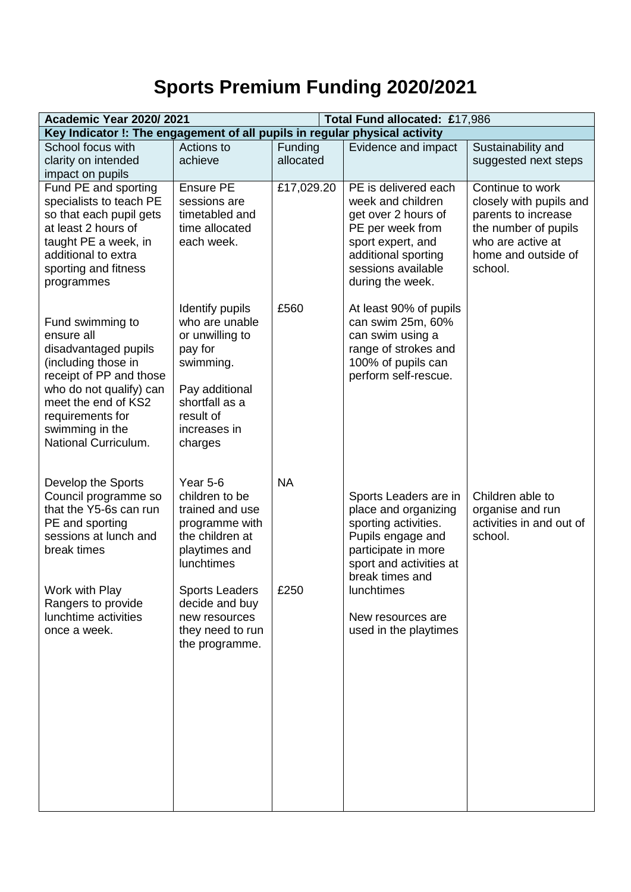# Sports Premium Funding 2020/2021

| **Academic Year 2020/ 2021** | | | **Total Fund allocated: £**17,986 | |
|---|---|---|---|---|
| **Key Indicator !: The engagement of all pupils in regular physical activity** | | | | |
| School focus with clarity on intended impact on pupils | Actions to achieve | Funding allocated | Evidence and impact | Sustainability and suggested next steps |
| Fund PE and sporting specialists to teach PE so that each pupil gets at least 2 hours of taught PE a week, in additional to extra sporting and fitness programmes | Ensure PE sessions are timetabled and time allocated each week. | £17,029.20 | PE is delivered each week and children get over 2 hours of PE per week from sport expert, and additional sporting sessions available during the week. | Continue to work closely with pupils and parents to increase the number of pupils who are active at home and outside of school. |
| Fund swimming to ensure all disadvantaged pupils (including those in receipt of PP and those who do not qualify) can meet the end of KS2 requirements for swimming in the National Curriculum. | Identify pupils who are unable or unwilling to pay for swimming.<br><br>Pay additional shortfall as a result of increases in charges | £560 | At least 90% of pupils can swim 25m, 60% can swim using a range of strokes and 100% of pupils can perform self-rescue. | |
| Develop the Sports Council programme so that the Y5-6s can run PE and sporting sessions at lunch and break times | Year 5-6 children to be trained and use programme with the children at playtimes and lunchtimes | NA | Sports Leaders are in place and organizing sporting activities. Pupils engage and participate in more sport and activities at break times and lunchtimes | Children able to organise and run activities in and out of school. |
| Work with Play Rangers to provide lunchtime activities once a week. | Sports Leaders decide and buy new resources they need to run the programme. | £250 | New resources are used in the playtimes | |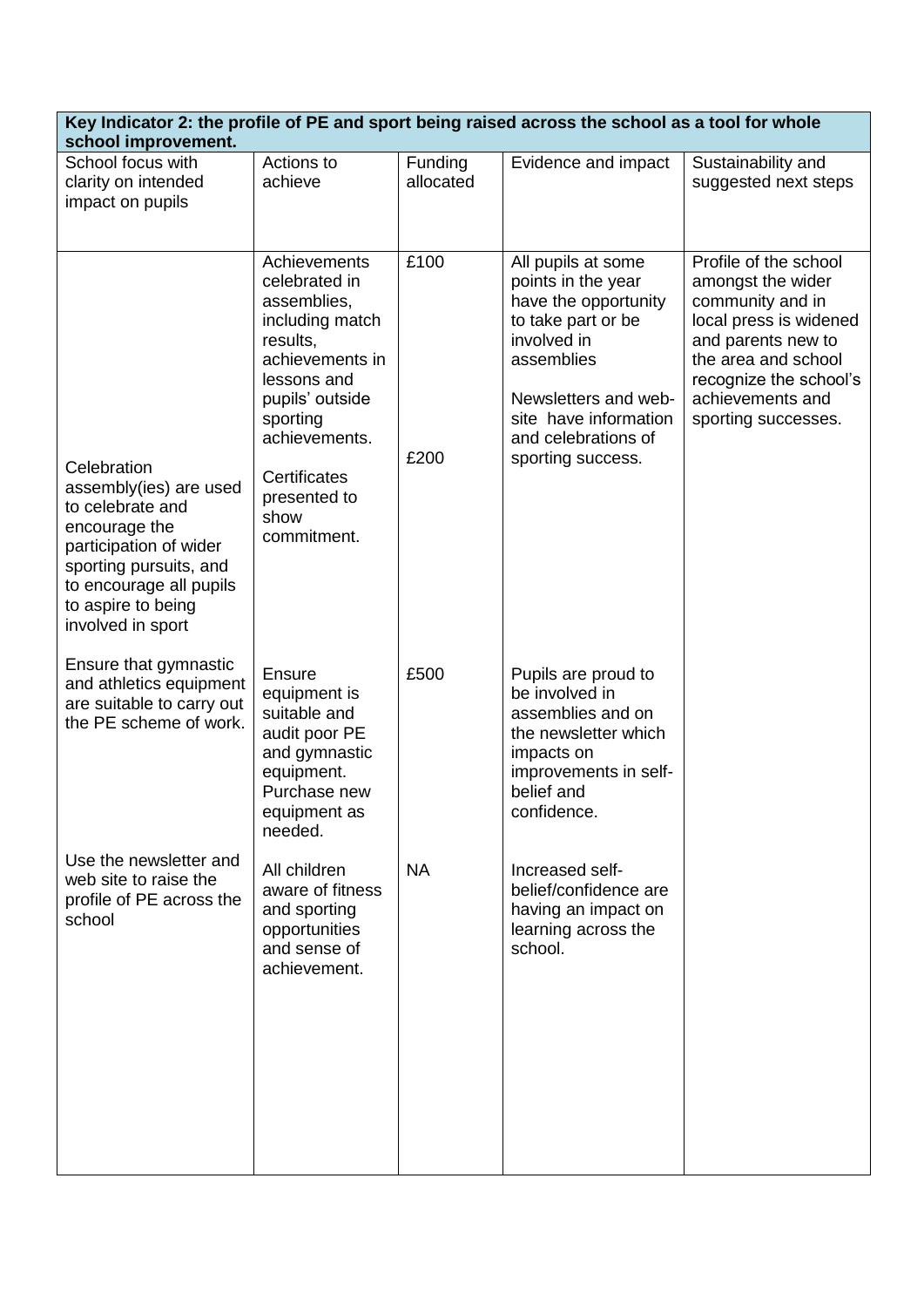| Key Indicator 2: the profile of PE and sport being raised across the school as a tool for whole school improvement. | | | | |
|---|---|---|---|---|
| School focus with clarity on intended impact on pupils | Actions to achieve | Funding allocated | Evidence and impact | Sustainability and suggested next steps |
| Celebration assembly(ies) are used to celebrate and encourage the participation of wider sporting pursuits, and to encourage all pupils to aspire to being involved in sport | Achievements celebrated in assemblies, including match results, achievements in lessons and pupils' outside sporting achievements.<br><br>Certificates presented to show commitment. | £100<br><br>£200 | All pupils at some points in the year have the opportunity to take part or be involved in assemblies<br><br>Newsletters and web-site have information and celebrations of sporting success. | Profile of the school amongst the wider community and in local press is widened and parents new to the area and school recognize the school's achievements and sporting successes. |
| Ensure that gymnastic and athletics equipment are suitable to carry out the PE scheme of work. | Ensure equipment is suitable and audit poor PE and gymnastic equipment. Purchase new equipment as needed. | £500 | Pupils are proud to be involved in assemblies and on the newsletter which impacts on improvements in self-belief and confidence. | |
| Use the newsletter and web site to raise the profile of PE across the school | All children aware of fitness and sporting opportunities and sense of achievement. | NA | Increased self-belief/confidence are having an impact on learning across the school. | |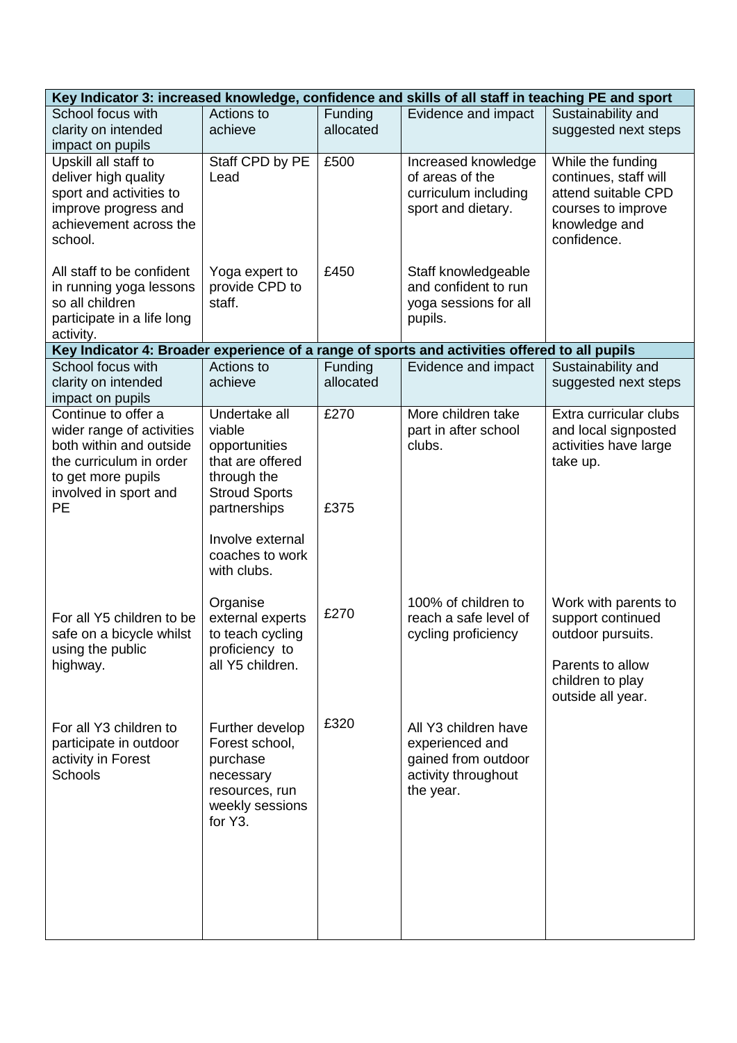| Key Indicator 3: increased knowledge, confidence and skills of all staff in teaching PE and sport | | | | |
|---|---|---|---|---|
| School focus with clarity on intended impact on pupils | Actions to achieve | Funding allocated | Evidence and impact | Sustainability and suggested next steps |
| Upskill all staff to deliver high quality sport and activities to improve progress and achievement across the school.<br><br>All staff to be confident in running yoga lessons so all children participate in a life long activity. | Staff CPD by PE Lead<br><br>Yoga expert to provide CPD to staff. | £500<br><br>£450 | Increased knowledge of areas of the curriculum including sport and dietary.<br><br>Staff knowledgeable and confident to run yoga sessions for all pupils. | While the funding continues, staff will attend suitable CPD courses to improve knowledge and confidence. |
| **Key Indicator 4: Broader experience of a range of sports and activities offered to all pupils** | | | | |
| School focus with clarity on intended impact on pupils | Actions to achieve | Funding allocated | Evidence and impact | Sustainability and suggested next steps |
| Continue to offer a wider range of activities both within and outside the curriculum in order to get more pupils involved in sport and PE<br><br>For all Y5 children to be safe on a bicycle whilst using the public highway.<br><br>For all Y3 children to participate in outdoor activity in Forest Schools | Undertake all viable opportunities that are offered through the Stroud Sports partnerships<br><br>Involve external coaches to work with clubs.<br><br>Organise external experts to teach cycling proficiency to all Y5 children.<br><br>Further develop Forest school, purchase necessary resources, run weekly sessions for Y3. | £270<br><br>£375<br><br>£270<br><br>£320 | More children take part in after school clubs.<br><br>100% of children to reach a safe level of cycling proficiency<br><br>All Y3 children have experienced and gained from outdoor activity throughout the year. | Extra curricular clubs and local signposted activities have large take up.<br><br>Work with parents to support continued outdoor pursuits.<br><br>Parents to allow children to play outside all year. |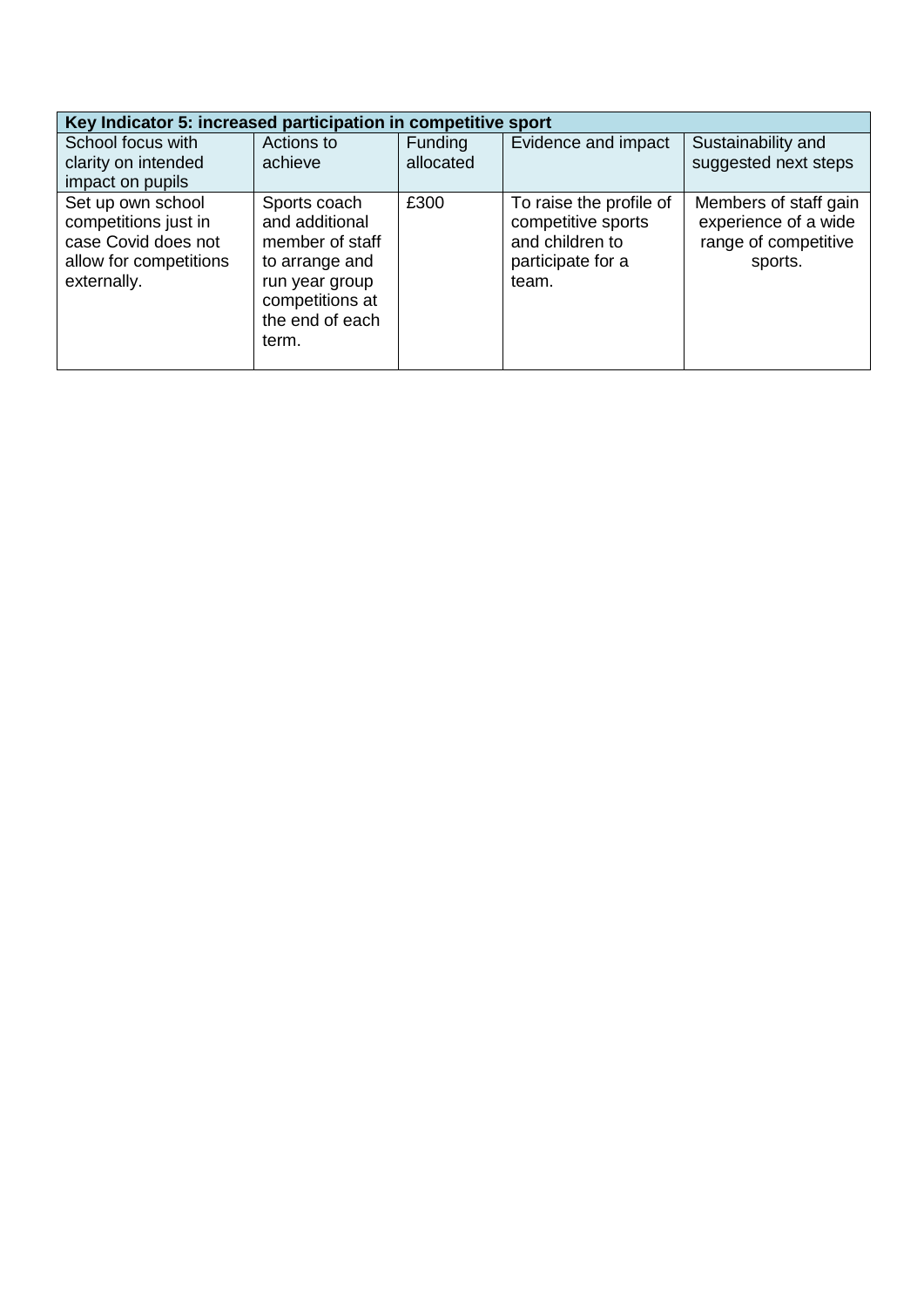| Key Indicator 5: increased participation in competitive sport | | | | |
|---|---|---|---|---|
| School focus with clarity on intended impact on pupils | Actions to achieve | Funding allocated | Evidence and impact | Sustainability and suggested next steps |
| Set up own school competitions just in case Covid does not allow for competitions externally. | Sports coach and additional member of staff to arrange and run year group competitions at the end of each term. | £300 | To raise the profile of competitive sports and children to participate for a team. | Members of staff gain experience of a wide range of competitive sports. |